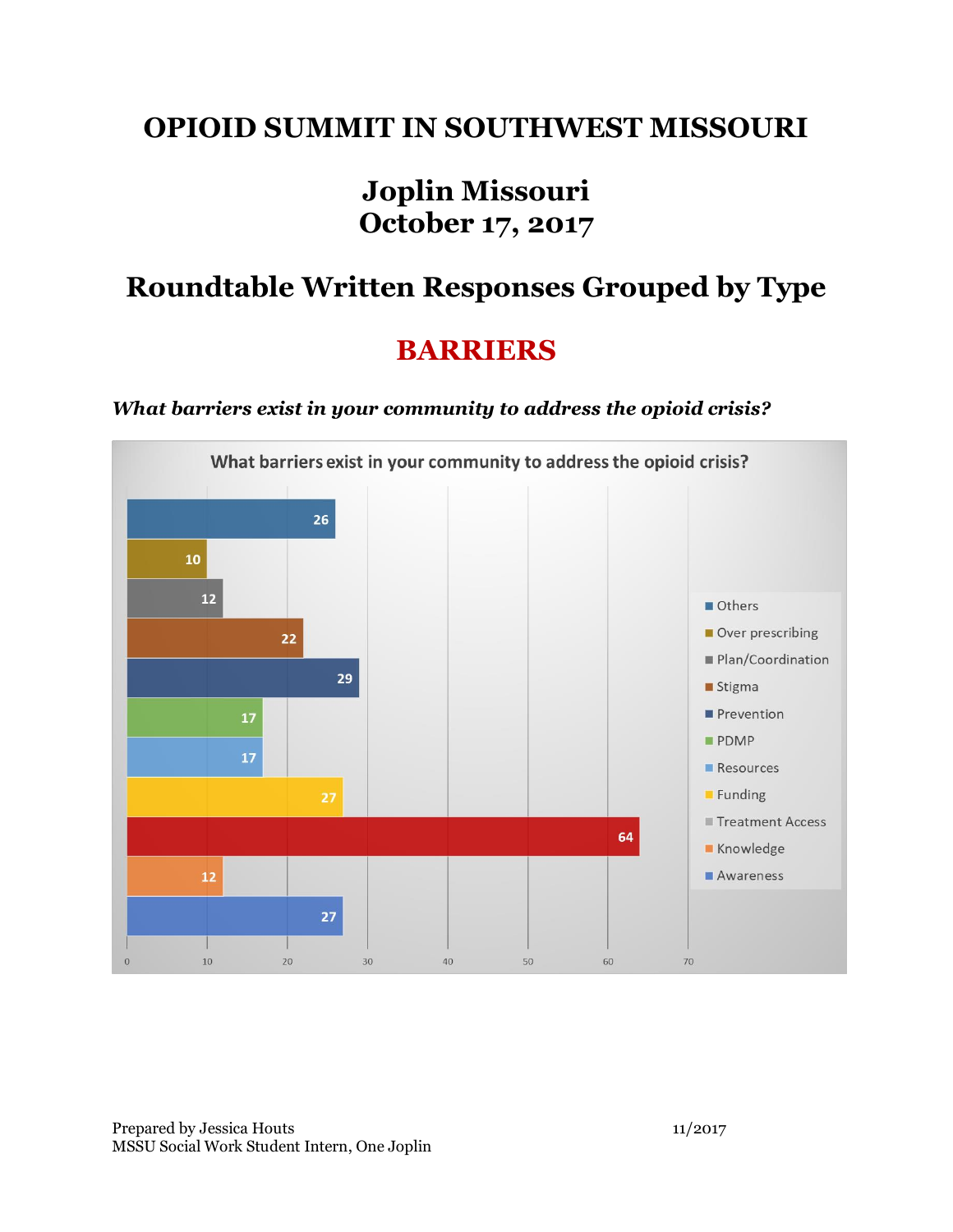# OPIOID SUMMIT IN SOUTHWEST MISSOURI

## Joplin Missouri
## October 17, 2017

## Roundtable Written Responses Grouped by Type

## BARRIERS

***What barriers exist in your community to address the opioid crisis?***

What barriers exist in your community to address the opioid crisis?

| Category | Count |
| --- | --- |
| Others | 26 |
| Over prescribing | 10 |
| Plan/Coordination | 12 |
| Stigma | 22 |
| Prevention | 29 |
| PDMP | 17 |
| Resources | 17 |
| Funding | 27 |
| Treatment Access | 64 |
| Knowledge | 12 |
| Awareness | 27 |

Prepared by Jessica Houts
MSSU Social Work Student Intern, One Joplin

11/2017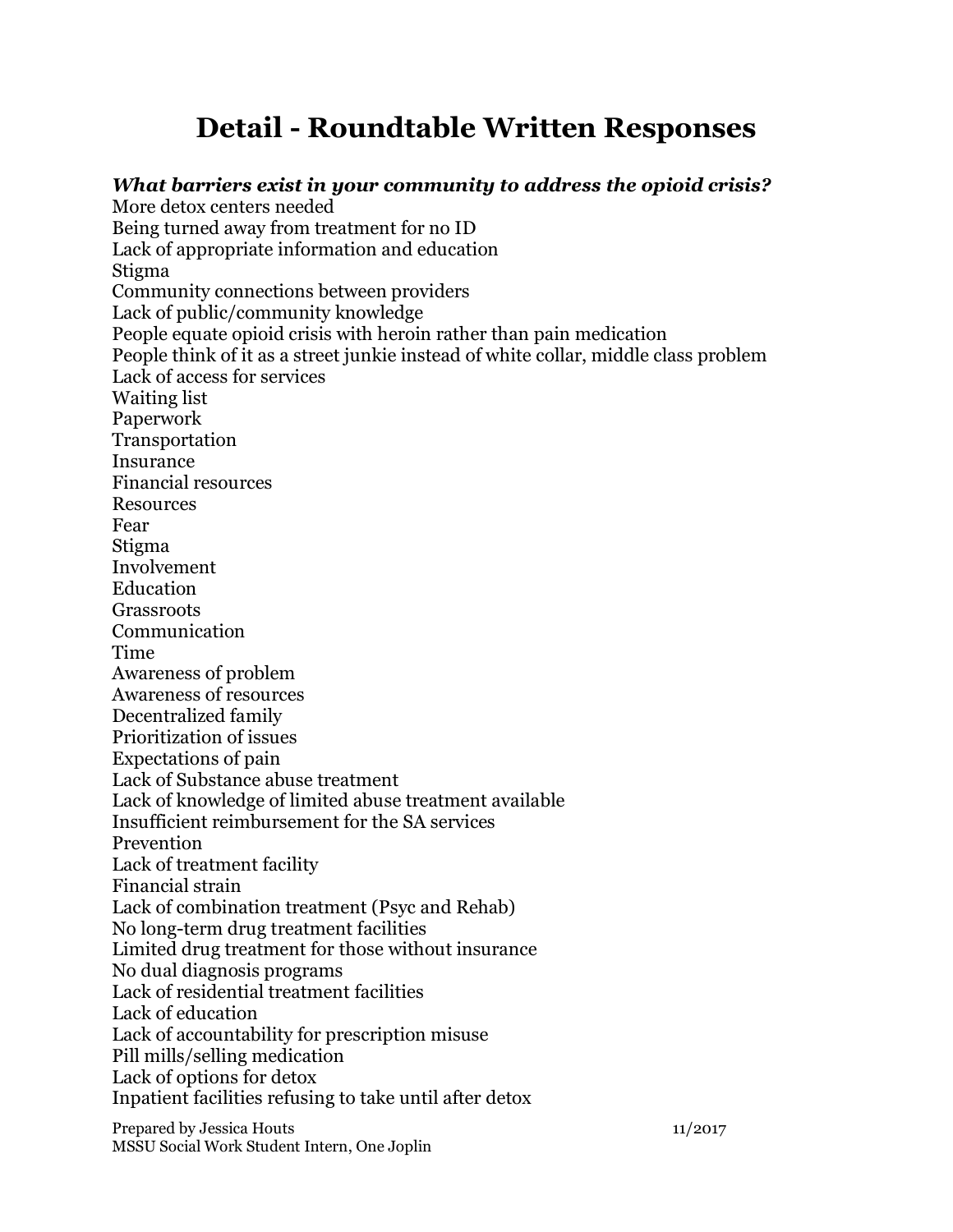# Detail - Roundtable Written Responses

***What barriers exist in your community to address the opioid crisis?***

More detox centers needed
Being turned away from treatment for no ID
Lack of appropriate information and education
Stigma
Community connections between providers
Lack of public/community knowledge
People equate opioid crisis with heroin rather than pain medication
People think of it as a street junkie instead of white collar, middle class problem
Lack of access for services
Waiting list
Paperwork
Transportation
Insurance
Financial resources
Resources
Fear
Stigma
Involvement
Education
Grassroots
Communication
Time
Awareness of problem
Awareness of resources
Decentralized family
Prioritization of issues
Expectations of pain
Lack of Substance abuse treatment
Lack of knowledge of limited abuse treatment available
Insufficient reimbursement for the SA services
Prevention
Lack of treatment facility
Financial strain
Lack of combination treatment (Psyc and Rehab)
No long-term drug treatment facilities
Limited drug treatment for those without insurance
No dual diagnosis programs
Lack of residential treatment facilities
Lack of education
Lack of accountability for prescription misuse
Pill mills/selling medication
Lack of options for detox
Inpatient facilities refusing to take until after detox

Prepared by Jessica Houts
MSSU Social Work Student Intern, One Joplin
11/2017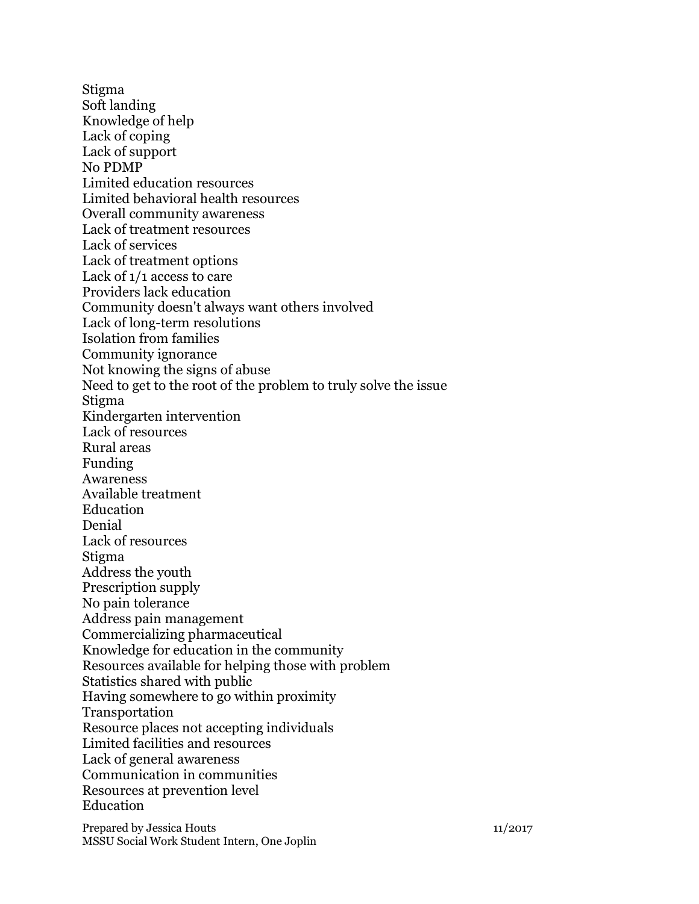Stigma
Soft landing
Knowledge of help
Lack of coping
Lack of support
No PDMP
Limited education resources
Limited behavioral health resources
Overall community awareness
Lack of treatment resources
Lack of services
Lack of treatment options
Lack of 1/1 access to care
Providers lack education
Community doesn't always want others involved
Lack of long-term resolutions
Isolation from families
Community ignorance
Not knowing the signs of abuse
Need to get to the root of the problem to truly solve the issue
Stigma
Kindergarten intervention
Lack of resources
Rural areas
Funding
Awareness
Available treatment
Education
Denial
Lack of resources
Stigma
Address the youth
Prescription supply
No pain tolerance
Address pain management
Commercializing pharmaceutical
Knowledge for education in the community
Resources available for helping those with problem
Statistics shared with public
Having somewhere to go within proximity
Transportation
Resource places not accepting individuals
Limited facilities and resources
Lack of general awareness
Communication in communities
Resources at prevention level
Education

Prepared by Jessica Houts 11/2017
MSSU Social Work Student Intern, One Joplin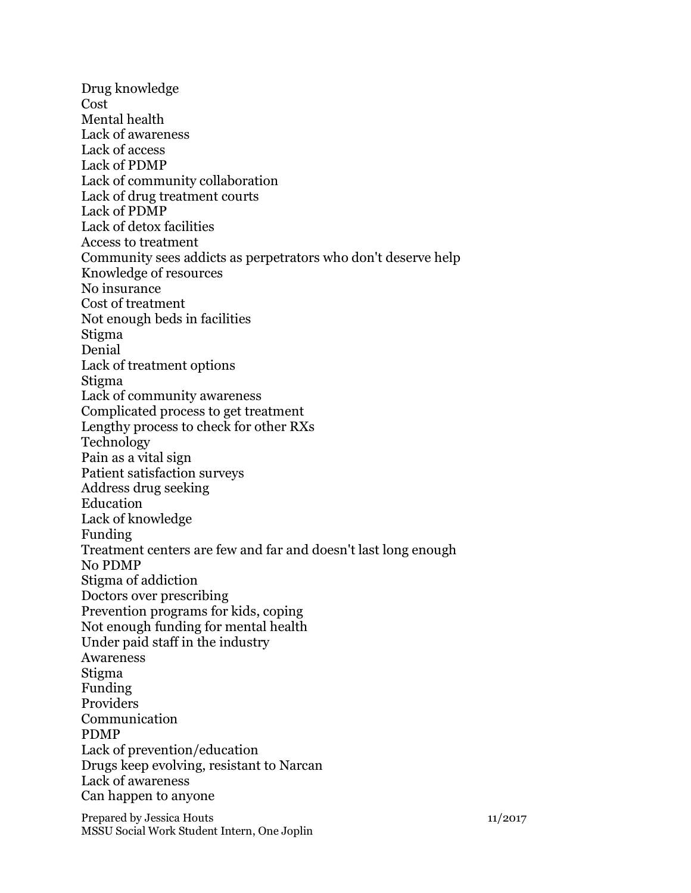Drug knowledge
Cost
Mental health
Lack of awareness
Lack of access
Lack of PDMP
Lack of community collaboration
Lack of drug treatment courts
Lack of PDMP
Lack of detox facilities
Access to treatment
Community sees addicts as perpetrators who don't deserve help
Knowledge of resources
No insurance
Cost of treatment
Not enough beds in facilities
Stigma
Denial
Lack of treatment options
Stigma
Lack of community awareness
Complicated process to get treatment
Lengthy process to check for other RXs
Technology
Pain as a vital sign
Patient satisfaction surveys
Address drug seeking
Education
Lack of knowledge
Funding
Treatment centers are few and far and doesn't last long enough
No PDMP
Stigma of addiction
Doctors over prescribing
Prevention programs for kids, coping
Not enough funding for mental health
Under paid staff in the industry
Awareness
Stigma
Funding
Providers
Communication
PDMP
Lack of prevention/education
Drugs keep evolving, resistant to Narcan
Lack of awareness
Can happen to anyone

Prepared by Jessica Houts 11/2017
MSSU Social Work Student Intern, One Joplin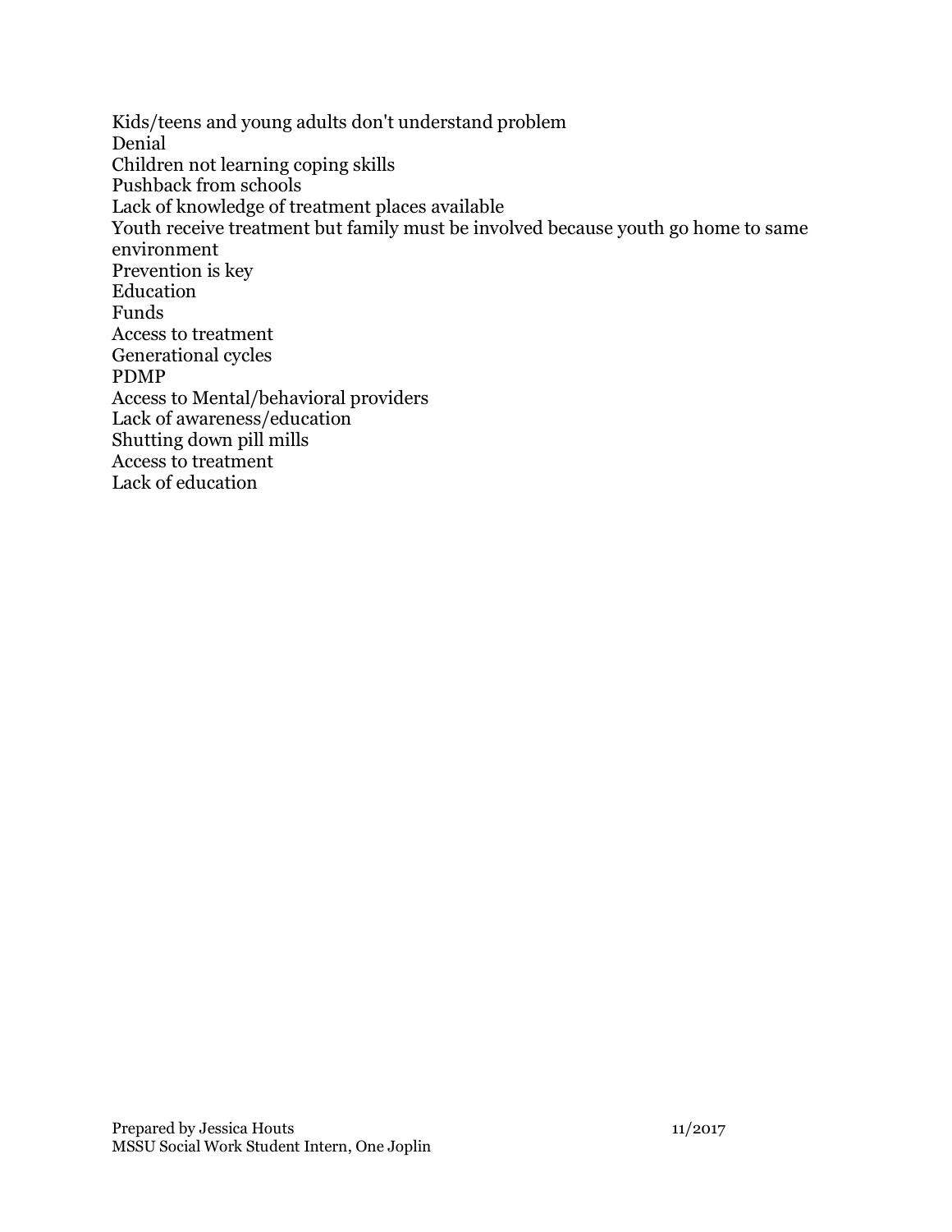Kids/teens and young adults don't understand problem
Denial
Children not learning coping skills
Pushback from schools
Lack of knowledge of treatment places available
Youth receive treatment but family must be involved because youth go home to same environment
Prevention is key
Education
Funds
Access to treatment
Generational cycles
PDMP
Access to Mental/behavioral providers
Lack of awareness/education
Shutting down pill mills
Access to treatment
Lack of education

Prepared by Jessica Houts 11/2017
MSSU Social Work Student Intern, One Joplin